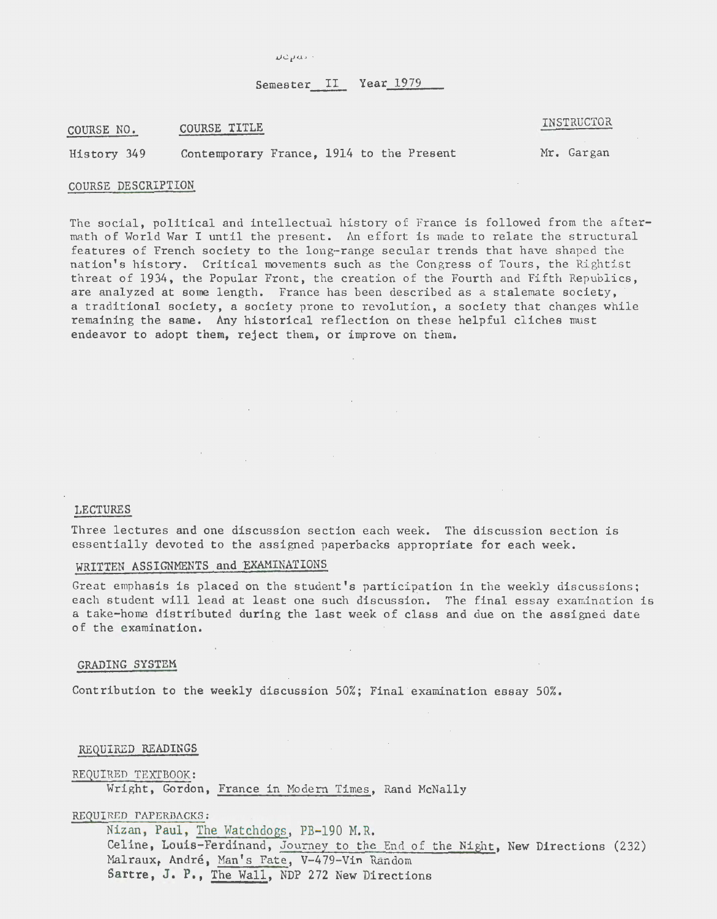Semester II Year 1979

| COURSE NO. | COURSE TITLE | INSTRUCTOR |
|---|---|---|
| History 349 | Contemporary France, 1914 to the Present | Mr. Gargan |

## COURSE DESCRIPTION

The social, political and intellectual history of France is followed from the aftermath of World War I until the present. An effort is made to relate the structural features of French society to the long-range secular trends that have shaped the nation's history. Critical movements such as the Congress of Tours, the Rightist threat of 1934, the Popular Front, the creation of the Fourth and Fifth Republics, are analyzed at some length. France has been described as a stalemate society, a traditional society, a society prone to revolution, a society that changes while remaining the same. Any historical reflection on these helpful cliches must endeavor to adopt them, reject them, or improve on them.

## LECTURES

Three lectures and one discussion section each week. The discussion section is essentially devoted to the assigned paperbacks appropriate for each week.

## WRITTEN ASSIGNMENTS and EXAMINATIONS

Great emphasis is placed on the student's participation in the weekly discussions; each student will lead at least one such discussion. The final essay examination is a take-home distributed during the last week of class and due on the assigned date of the examination.

## GRADING SYSTEM

Contribution to the weekly discussion 50%; Final examination essay 50%.

## REQUIRED READINGS

REQUIRED TEXTBOOK:

Wright, Gordon, France in Modern Times, Rand McNally

REQUIRED PAPERBACKS:

Nizan, Paul, The Watchdogs, PB-190 M.R.
Celine, Louis-Ferdinand, Journey to the End of the Night, New Directions (232)
Malraux, André, Man's Fate, V-479-Vin Random
Sartre, J. P., The Wall, NDP 272 New Directions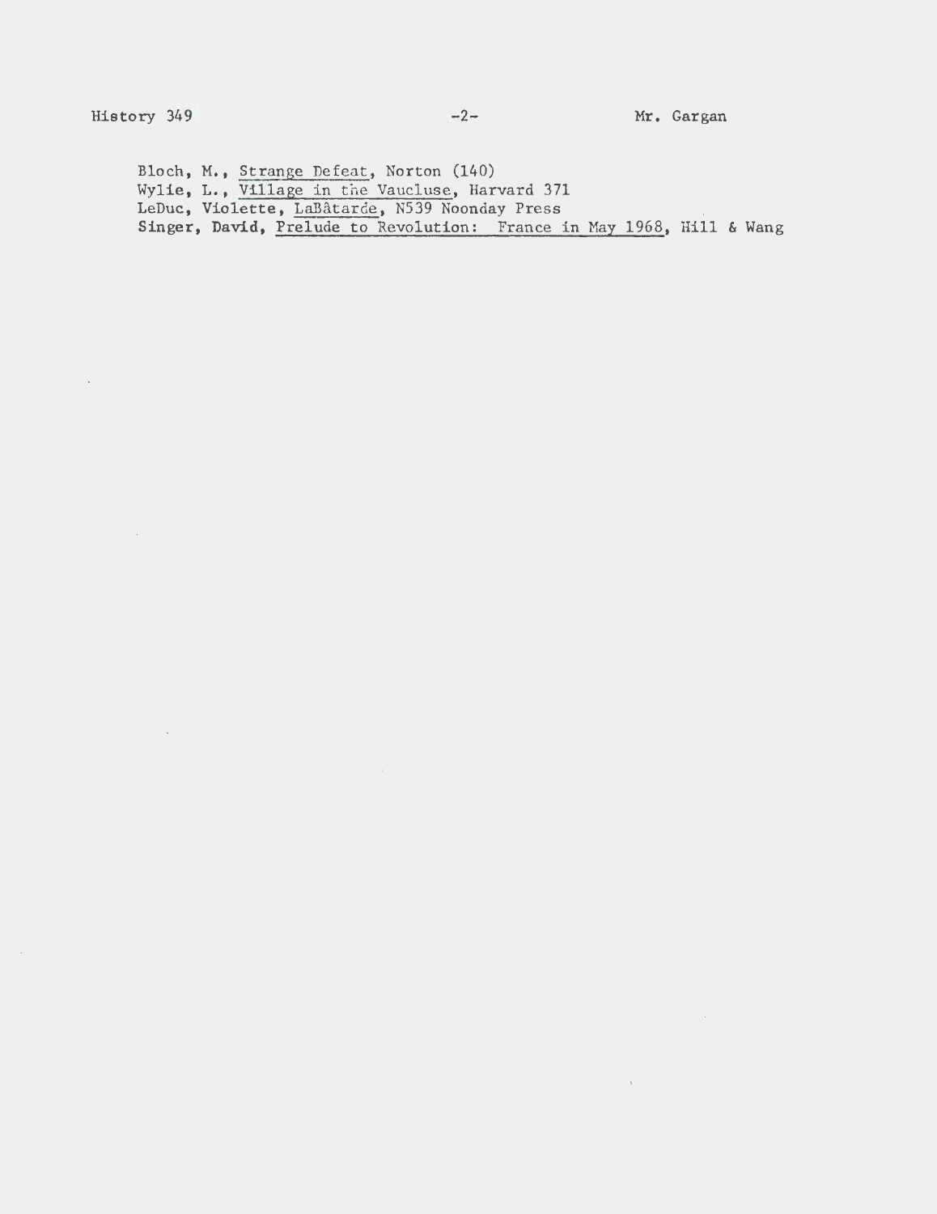Bloch, M., Strange Defeat, Norton (140)
Wylie, L., Village in the Vaucluse, Harvard 371
LeDuc, Violette, LaBâtarde, N539 Noonday Press
**Singer, David, Prelude to Revolution: France in May 1968, Hill & Wang**